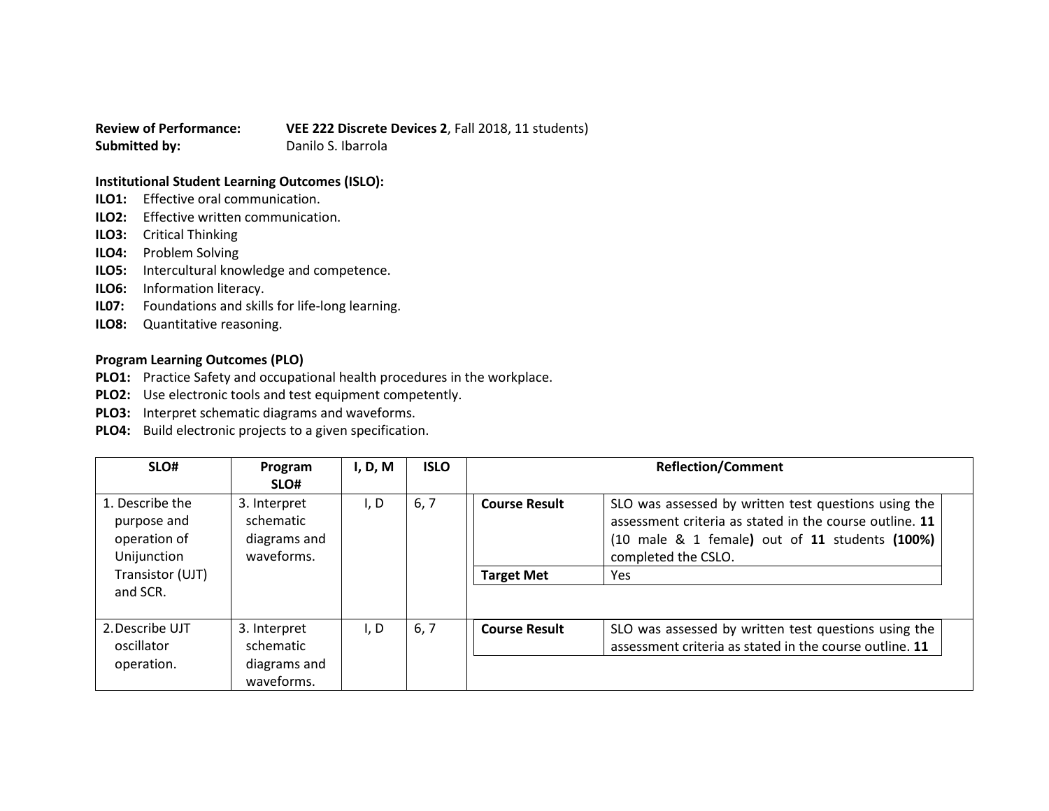**Review of Performance:** **VEE 222 Discrete Devices 2**, Fall 2018, 11 students)
**Submitted by:** Danilo S. Ibarrola

**Institutional Student Learning Outcomes (ISLO):**

**ILO1:** Effective oral communication.
**ILO2:** Effective written communication.
**ILO3:** Critical Thinking
**ILO4:** Problem Solving
**ILO5:** Intercultural knowledge and competence.
**ILO6:** Information literacy.
**IL07:** Foundations and skills for life-long learning.
**ILO8:** Quantitative reasoning.

**Program Learning Outcomes (PLO)**

**PLO1:** Practice Safety and occupational health procedures in the workplace.
**PLO2:** Use electronic tools and test equipment competently.
**PLO3:** Interpret schematic diagrams and waveforms.
**PLO4:** Build electronic projects to a given specification.

| SLO# | Program SLO# | I, D, M | ISLO | Reflection/Comment | |
|---|---|---|---|---|---|
| 1. Describe the purpose and operation of Unijunction Transistor (UJT) and SCR. | 3. Interpret schematic diagrams and waveforms. | I, D | 6, 7 | **Course Result** | SLO was assessed by written test questions using the assessment criteria as stated in the course outline. **11** (10 male & 1 female**)** out of **11** students **(100%)** completed the CSLO. |
| | | | | **Target Met** | Yes |
| 2. Describe UJT oscillator operation. | 3. Interpret schematic diagrams and waveforms. | I, D | 6, 7 | **Course Result** | SLO was assessed by written test questions using the assessment criteria as stated in the course outline. **11** |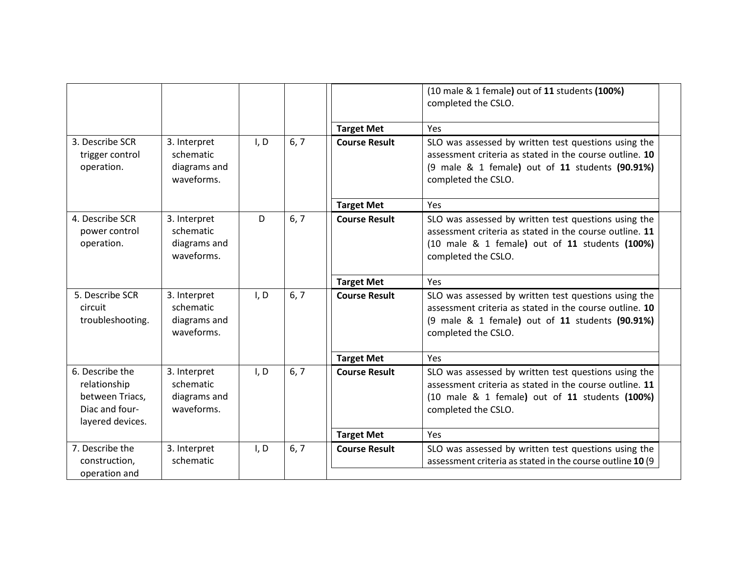| | | | | | | |
|---|---|---|---|---|---|---|
| | | | | | (10 male & 1 female**)** out of **11** students **(100%)** completed the CSLO. | |
| | | | | **Target Met** | Yes | |
| 3. Describe SCR trigger control operation. | 3. Interpret schematic diagrams and waveforms. | I, D | 6, 7 | **Course Result** | SLO was assessed by written test questions using the assessment criteria as stated in the course outline. **10** (9 male & 1 female**)** out of **11** students **(90.91%)** completed the CSLO. | |
| | | | | **Target Met** | Yes | |
| 4. Describe SCR power control operation. | 3. Interpret schematic diagrams and waveforms. | D | 6, 7 | **Course Result** | SLO was assessed by written test questions using the assessment criteria as stated in the course outline. **11** (10 male & 1 female**)** out of **11** students **(100%)** completed the CSLO. | |
| | | | | **Target Met** | Yes | |
| 5. Describe SCR circuit troubleshooting. | 3. Interpret schematic diagrams and waveforms. | I, D | 6, 7 | **Course Result** | SLO was assessed by written test questions using the assessment criteria as stated in the course outline. **10** (9 male & 1 female**)** out of **11** students **(90.91%)** completed the CSLO. | |
| | | | | **Target Met** | Yes | |
| 6. Describe the relationship between Triacs, Diac and four-layered devices. | 3. Interpret schematic diagrams and waveforms. | I, D | 6, 7 | **Course Result** | SLO was assessed by written test questions using the assessment criteria as stated in the course outline. **11** (10 male & 1 female**)** out of **11** students **(100%)** completed the CSLO. | |
| | | | | **Target Met** | Yes | |
| 7. Describe the construction, operation and | 3. Interpret schematic | I, D | 6, 7 | **Course Result** | SLO was assessed by written test questions using the assessment criteria as stated in the course outline **10** (9 | |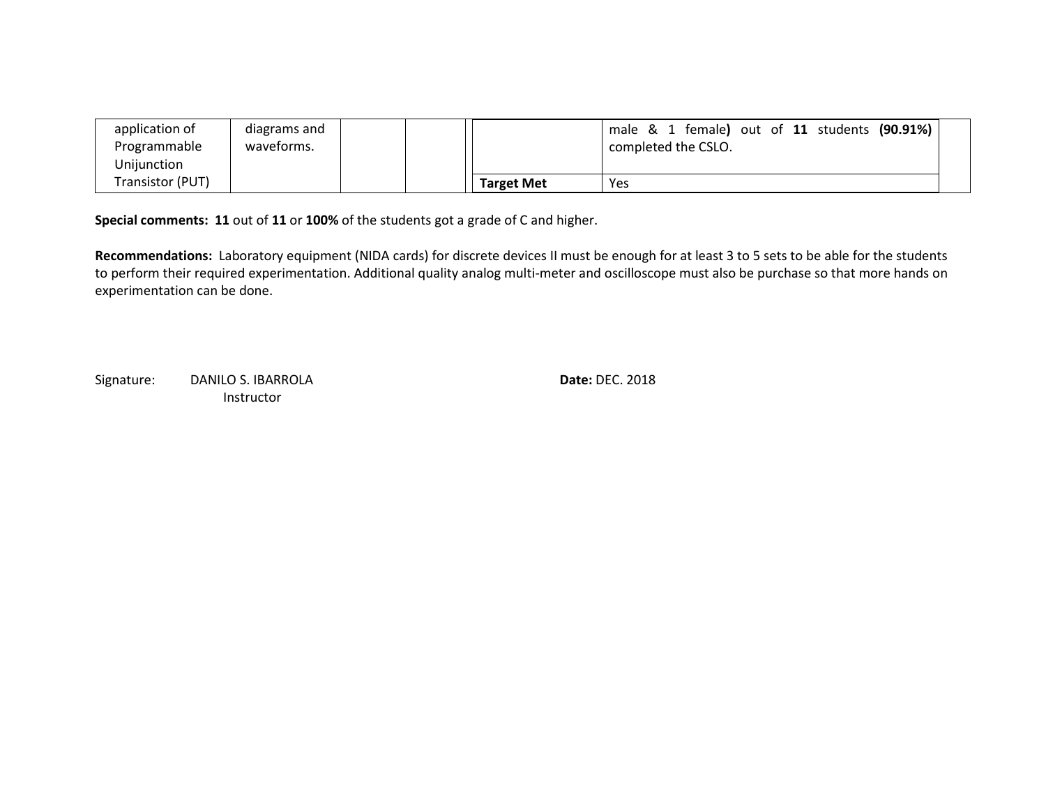| | | | | | | |
|---|---|---|---|---|---|---|
| application of Programmable Unijunction Transistor (PUT) | diagrams and waveforms. | | | | male & 1 female**)** out of **11** students **(90.91%)** completed the CSLO. | |
| | | | | **Target Met** | Yes | |

**Special comments:** **11** out of **11** or **100%** of the students got a grade of C and higher.

**Recommendations:** Laboratory equipment (NIDA cards) for discrete devices II must be enough for at least 3 to 5 sets to be able for the students to perform their required experimentation. Additional quality analog multi-meter and oscilloscope must also be purchase so that more hands on experimentation can be done.

Signature: DANILO S. IBARROLA
Instructor

**Date:** DEC. 2018